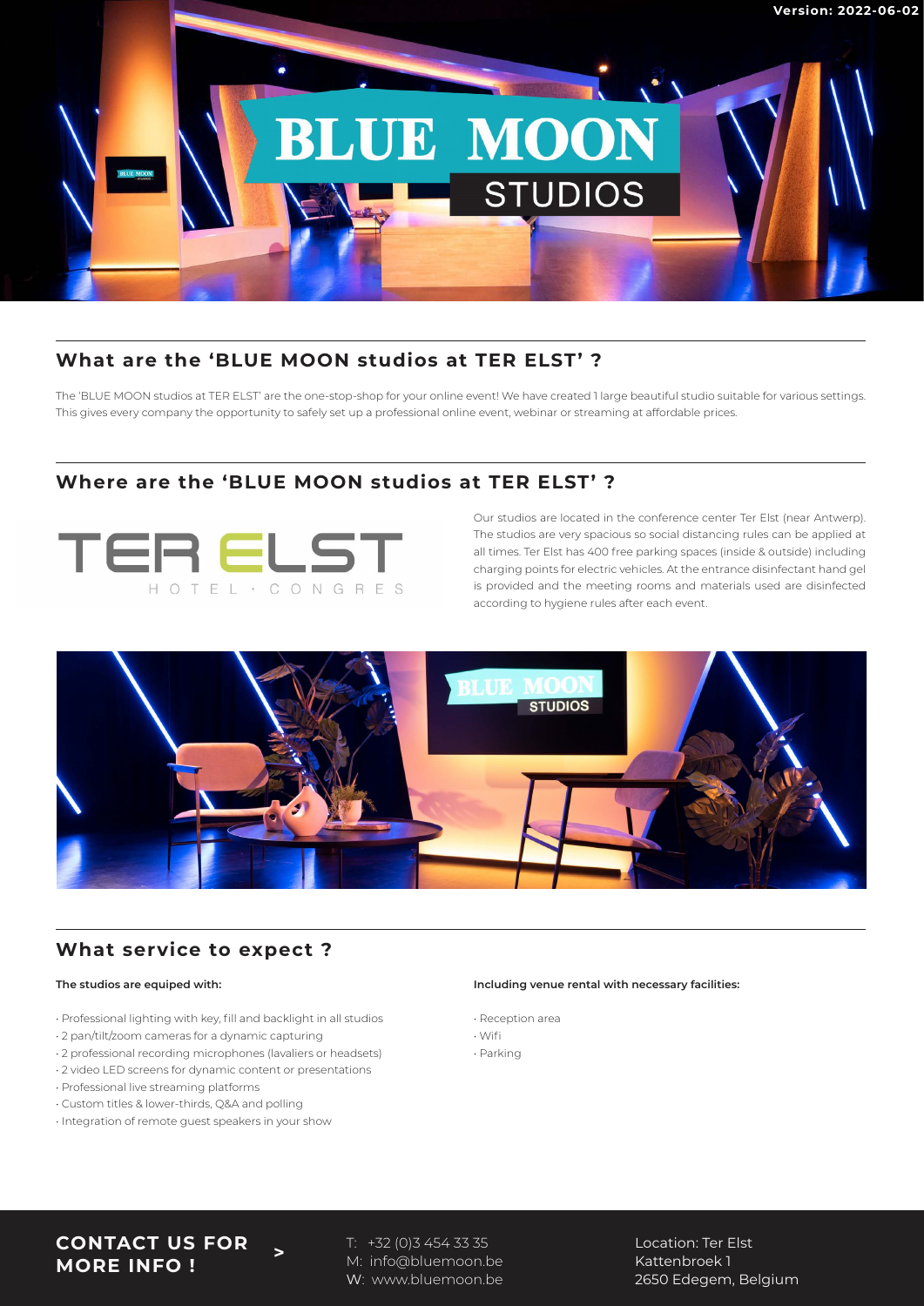Version: 2022-06-02

## What are the 'BLUE MOON studios at TER ELST' ?

The 'BLUE MOON studios at TER ELST' are the one-stop-shop for your online event! We have created 1 large beautiful studio suitable for various settings. This gives every company the opportunity to safely set up a professional online event, webinar or streaming at affordable prices.

## Where are the 'BLUE MOON studios at TER ELST' ?

Our studios are located in the conference center Ter Elst (near Antwerp). The studios are very spacious so social distancing rules can be applied at all times. Ter Elst has 400 free parking spaces (inside & outside) including charging points for electric vehicles. At the entrance disinfectant hand gel is provided and the meeting rooms and materials used are disinfected according to hygiene rules after each event.

## What service to expect ?

**The studios are equiped with:**

- Professional lighting with key, fill and backlight in all studios
- 2 pan/tilt/zoom cameras for a dynamic capturing
- 2 professional recording microphones (lavaliers or headsets)
- 2 video LED screens for dynamic content or presentations
- Professional live streaming platforms
- Custom titles & lower-thirds, Q&A and polling
- Integration of remote guest speakers in your show

**Including venue rental with necessary facilities:**

- Reception area
- Wifi
- Parking

**CONTACT US FOR MORE INFO !** >

T: +32 (0)3 454 33 35
M: info@bluemoon.be
W: www.bluemoon.be

Location: Ter Elst
Kattenbroek 1
2650 Edegem, Belgium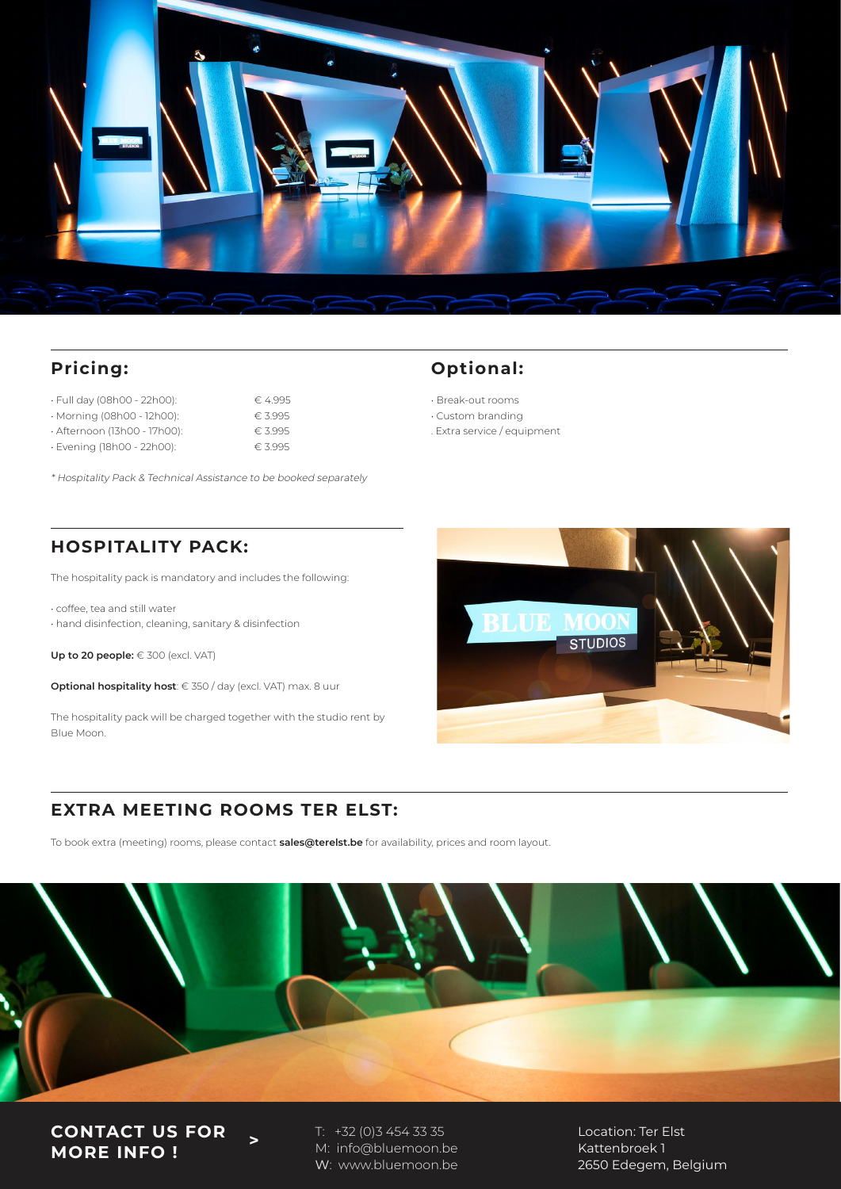## Pricing:

- Full day (08h00 - 22h00): € 4.995
- Morning (08h00 - 12h00): € 3.995
- Afternoon (13h00 - 17h00): € 3.995
- Evening (18h00 - 22h00): € 3.995

*\* Hospitality Pack & Technical Assistance to be booked separately*

## Optional:

- Break-out rooms
- Custom branding
- Extra service / equipment

## HOSPITALITY PACK:

The hospitality pack is mandatory and includes the following:

- coffee, tea and still water
- hand disinfection, cleaning, sanitary & disinfection

**Up to 20 people:** € 300 (excl. VAT)

**Optional hospitality host**: € 350 / day (excl. VAT) max. 8 uur

The hospitality pack will be charged together with the studio rent by Blue Moon.

## EXTRA MEETING ROOMS TER ELST:

To book extra (meeting) rooms, please contact **sales@terelst.be** for availability, prices and room layout.

**CONTACT US FOR MORE INFO !** >

T: +32 (0)3 454 33 35
M: info@bluemoon.be
W: www.bluemoon.be

Location: Ter Elst
Kattenbroek 1
2650 Edegem, Belgium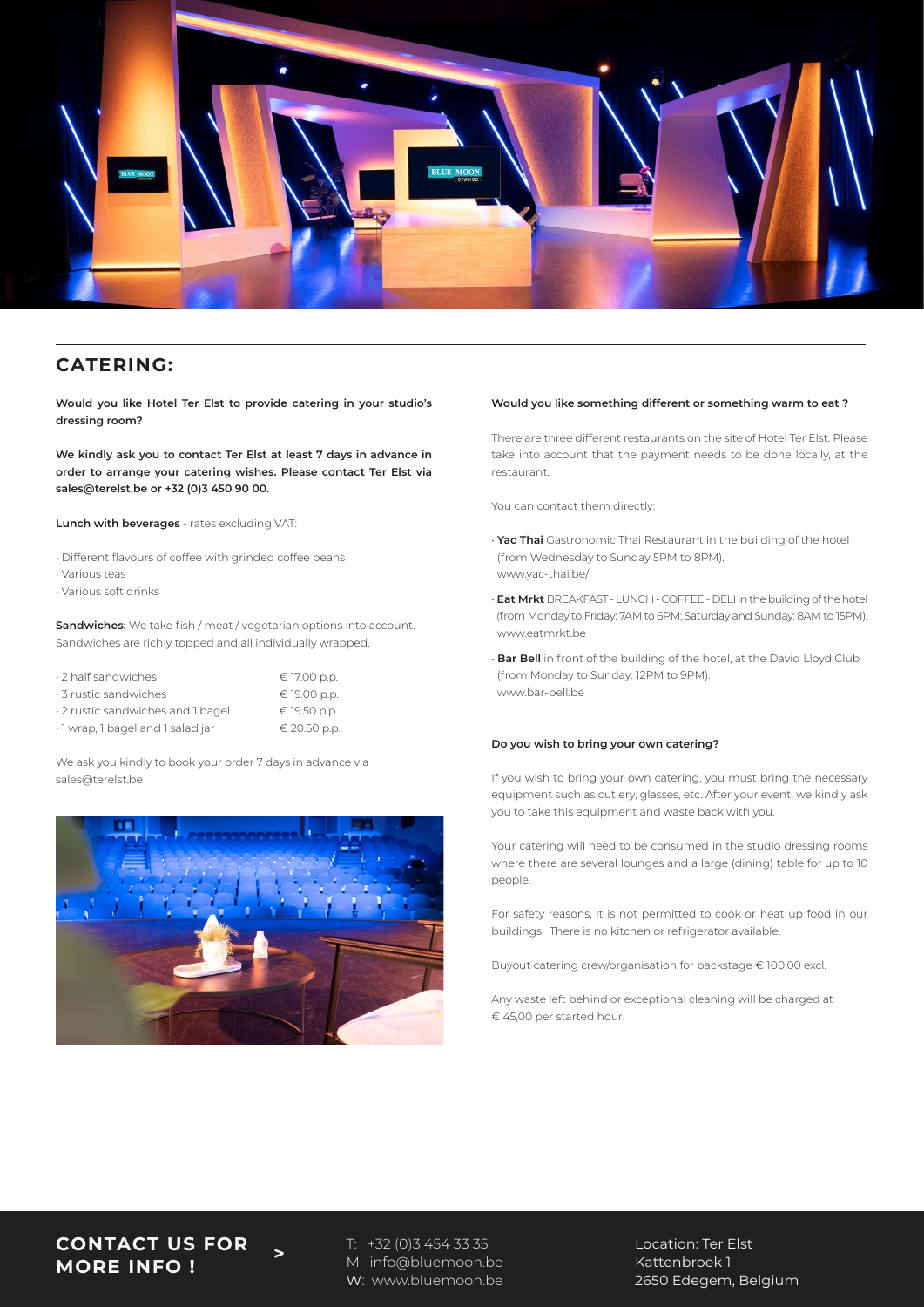## CATERING:

**Would you like Hotel Ter Elst to provide catering in your studio's dressing room?**

**We kindly ask you to contact Ter Elst at least 7 days in advance in order to arrange your catering wishes. Please contact Ter Elst via sales@terelst.be or +32 (0)3 450 90 00.**

**Lunch with beverages** - rates excluding VAT:

- Different flavours of coffee with grinded coffee beans
- Various teas
- Various soft drinks

**Sandwiches:** We take fish / meat / vegetarian options into account. Sandwiches are richly topped and all individually wrapped.

| | |
|---|---|
| · 2 half sandwiches | € 17.00 p.p. |
| · 3 rustic sandwiches | € 19.00 p.p. |
| · 2 rustic sandwiches and 1 bagel | € 19.50 p.p. |
| · 1 wrap, 1 bagel and 1 salad jar | € 20.50 p.p. |

We ask you kindly to book your order 7 days in advance via sales@terelst.be

**Would you like something different or something warm to eat ?**

There are three different restaurants on the site of Hotel Ter Elst. Please take into account that the payment needs to be done locally, at the restaurant.

You can contact them directly:

- **Yac Thai** Gastronomic Thai Restaurant in the building of the hotel (from Wednesday to Sunday 5PM to 8PM). www.yac-thai.be/
- **Eat Mrkt** BREAKFAST - LUNCH - COFFEE - DELI in the building of the hotel (from Monday to Friday: 7AM to 6PM; Saturday and Sunday: 8AM to 15PM). www.eatmrkt.be
- **Bar Bell** in front of the building of the hotel, at the David Lloyd Club (from Monday to Sunday: 12PM to 9PM). www.bar-bell.be

**Do you wish to bring your own catering?**

If you wish to bring your own catering, you must bring the necessary equipment such as cutlery, glasses, etc. After your event, we kindly ask you to take this equipment and waste back with you.

Your catering will need to be consumed in the studio dressing rooms where there are several lounges and a large (dining) table for up to 10 people.

For safety reasons, it is not permitted to cook or heat up food in our buildings. There is no kitchen or refrigerator available.

Buyout catering crew/organisation for backstage € 100,00 excl.

Any waste left behind or exceptional cleaning will be charged at € 45,00 per started hour.

**CONTACT US FOR MORE INFO ! >**

T: +32 (0)3 454 33 35
M: info@bluemoon.be
W: www.bluemoon.be

Location: Ter Elst
Kattenbroek 1
2650 Edegem, Belgium